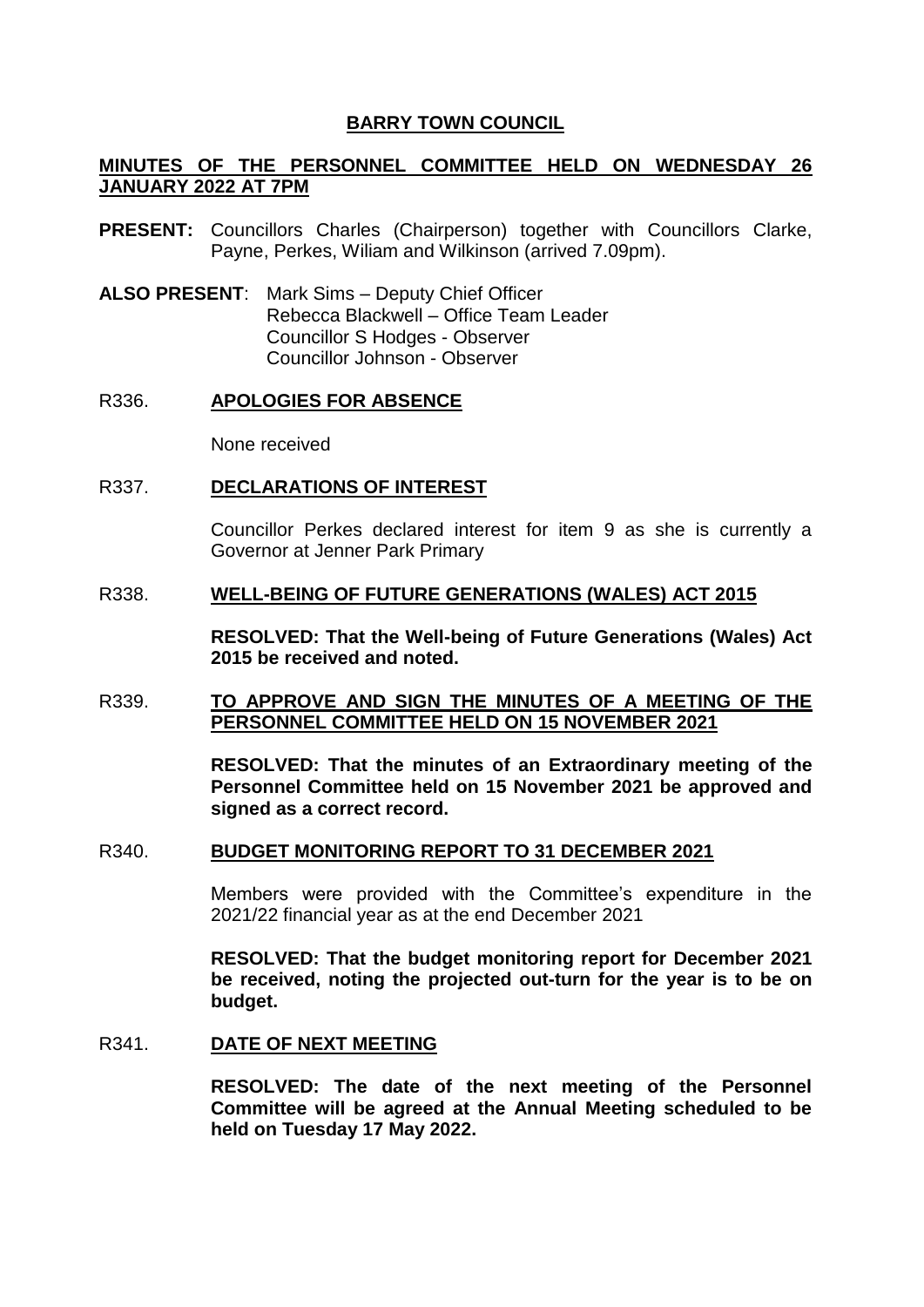# BARRY TOWN COUNCIL

## MINUTES OF THE PERSONNEL COMMITTEE HELD ON WEDNESDAY 26 JANUARY 2022 AT 7PM

**PRESENT:** Councillors Charles (Chairperson) together with Councillors Clarke, Payne, Perkes, Wiliam and Wilkinson (arrived 7.09pm).

**ALSO PRESENT**: Mark Sims – Deputy Chief Officer
Rebecca Blackwell – Office Team Leader
Councillor S Hodges - Observer
Councillor Johnson - Observer

### R336. APOLOGIES FOR ABSENCE

None received

### R337. DECLARATIONS OF INTEREST

Councillor Perkes declared interest for item 9 as she is currently a Governor at Jenner Park Primary

### R338. WELL-BEING OF FUTURE GENERATIONS (WALES) ACT 2015

**RESOLVED: That the Well-being of Future Generations (Wales) Act 2015 be received and noted.**

### R339. TO APPROVE AND SIGN THE MINUTES OF A MEETING OF THE PERSONNEL COMMITTEE HELD ON 15 NOVEMBER 2021

**RESOLVED: That the minutes of an Extraordinary meeting of the Personnel Committee held on 15 November 2021 be approved and signed as a correct record.**

### R340. BUDGET MONITORING REPORT TO 31 DECEMBER 2021

Members were provided with the Committee's expenditure in the 2021/22 financial year as at the end December 2021

**RESOLVED: That the budget monitoring report for December 2021 be received, noting the projected out-turn for the year is to be on budget.**

### R341. DATE OF NEXT MEETING

**RESOLVED: The date of the next meeting of the Personnel Committee will be agreed at the Annual Meeting scheduled to be held on Tuesday 17 May 2022.**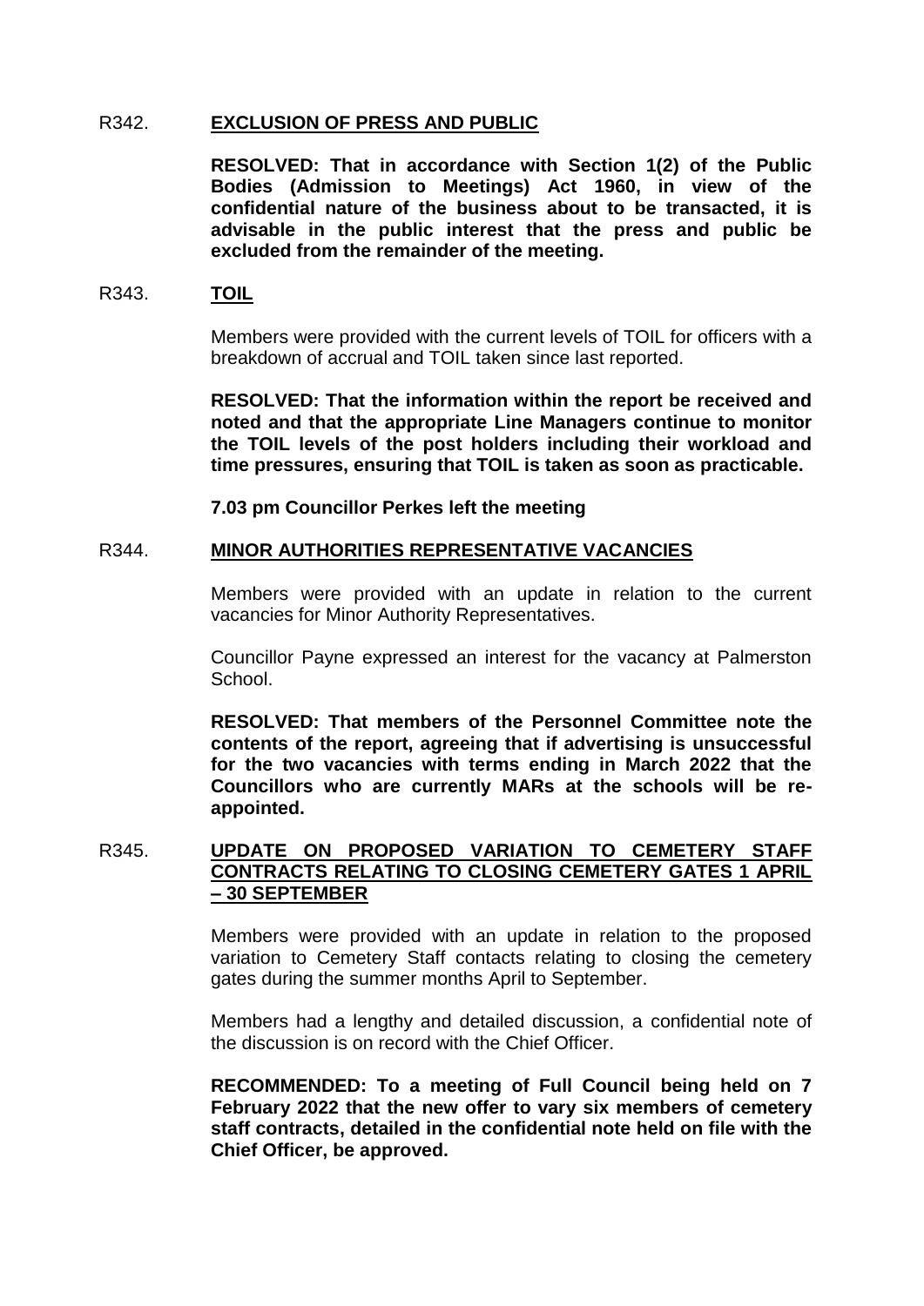R342. **EXCLUSION OF PRESS AND PUBLIC**

**RESOLVED: That in accordance with Section 1(2) of the Public Bodies (Admission to Meetings) Act 1960, in view of the confidential nature of the business about to be transacted, it is advisable in the public interest that the press and public be excluded from the remainder of the meeting.**

R343. **TOIL**

Members were provided with the current levels of TOIL for officers with a breakdown of accrual and TOIL taken since last reported.

**RESOLVED: That the information within the report be received and noted and that the appropriate Line Managers continue to monitor the TOIL levels of the post holders including their workload and time pressures, ensuring that TOIL is taken as soon as practicable.**

**7.03 pm Councillor Perkes left the meeting**

R344. **MINOR AUTHORITIES REPRESENTATIVE VACANCIES**

Members were provided with an update in relation to the current vacancies for Minor Authority Representatives.

Councillor Payne expressed an interest for the vacancy at Palmerston School.

**RESOLVED: That members of the Personnel Committee note the contents of the report, agreeing that if advertising is unsuccessful for the two vacancies with terms ending in March 2022 that the Councillors who are currently MARs at the schools will be re-appointed.**

R345. **UPDATE ON PROPOSED VARIATION TO CEMETERY STAFF CONTRACTS RELATING TO CLOSING CEMETERY GATES 1 APRIL – 30 SEPTEMBER**

Members were provided with an update in relation to the proposed variation to Cemetery Staff contacts relating to closing the cemetery gates during the summer months April to September.

Members had a lengthy and detailed discussion, a confidential note of the discussion is on record with the Chief Officer.

**RECOMMENDED: To a meeting of Full Council being held on 7 February 2022 that the new offer to vary six members of cemetery staff contracts, detailed in the confidential note held on file with the Chief Officer, be approved.**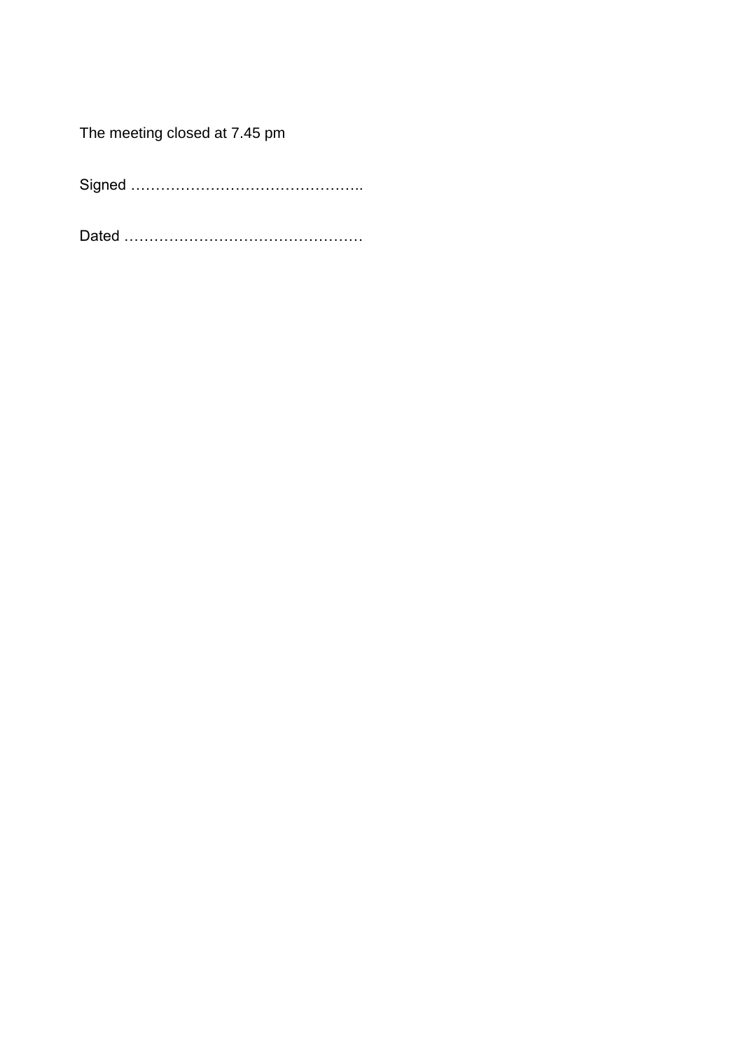The meeting closed at 7.45 pm

Signed ………………………………………..

Dated …………………………………………